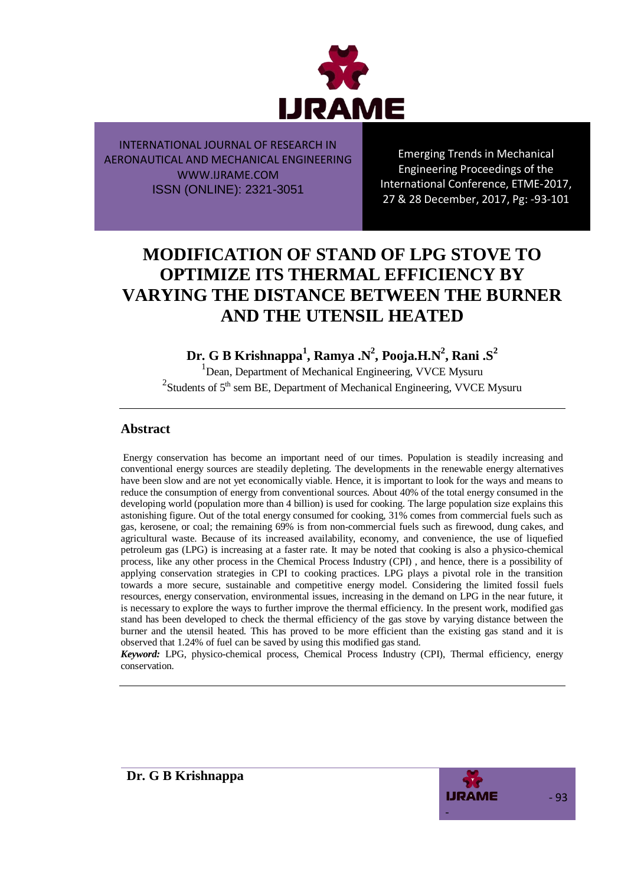# MODIFICATION OF STAND OF LPG STOVE TO OPTIMIZE ITS THERMAL EFFICIENCY BY VARYING THE DISTANCE BETWEEN THE BURNER AND THE UTENSIL HEATED

**Dr. G B Krishnappa[1], Ramya .N[2], Pooja.H.N[2], Rani .S[2]**

[1]Dean, Department of Mechanical Engineering, VVCE Mysuru

[2]Students of 5th sem BE, Department of Mechanical Engineering, VVCE Mysuru

## Abstract

Energy conservation has become an important need of our times. Population is steadily increasing and conventional energy sources are steadily depleting. The developments in the renewable energy alternatives have been slow and are not yet economically viable. Hence, it is important to look for the ways and means to reduce the consumption of energy from conventional sources. About 40% of the total energy consumed in the developing world (population more than 4 billion) is used for cooking. The large population size explains this astonishing figure. Out of the total energy consumed for cooking, 31% comes from commercial fuels such as gas, kerosene, or coal; the remaining 69% is from non-commercial fuels such as firewood, dung cakes, and agricultural waste. Because of its increased availability, economy, and convenience, the use of liquefied petroleum gas (LPG) is increasing at a faster rate. It may be noted that cooking is also a physico-chemical process, like any other process in the Chemical Process Industry (CPI) , and hence, there is a possibility of applying conservation strategies in CPI to cooking practices. LPG plays a pivotal role in the transition towards a more secure, sustainable and competitive energy model. Considering the limited fossil fuels resources, energy conservation, environmental issues, increasing in the demand on LPG in the near future, it is necessary to explore the ways to further improve the thermal efficiency. In the present work, modified gas stand has been developed to check the thermal efficiency of the gas stove by varying distance between the burner and the utensil heated. This has proved to be more efficient than the existing gas stand and it is observed that 1.24% of fuel can be saved by using this modified gas stand.

***Keyword:*** LPG, physico-chemical process, Chemical Process Industry (CPI), Thermal efficiency, energy conservation.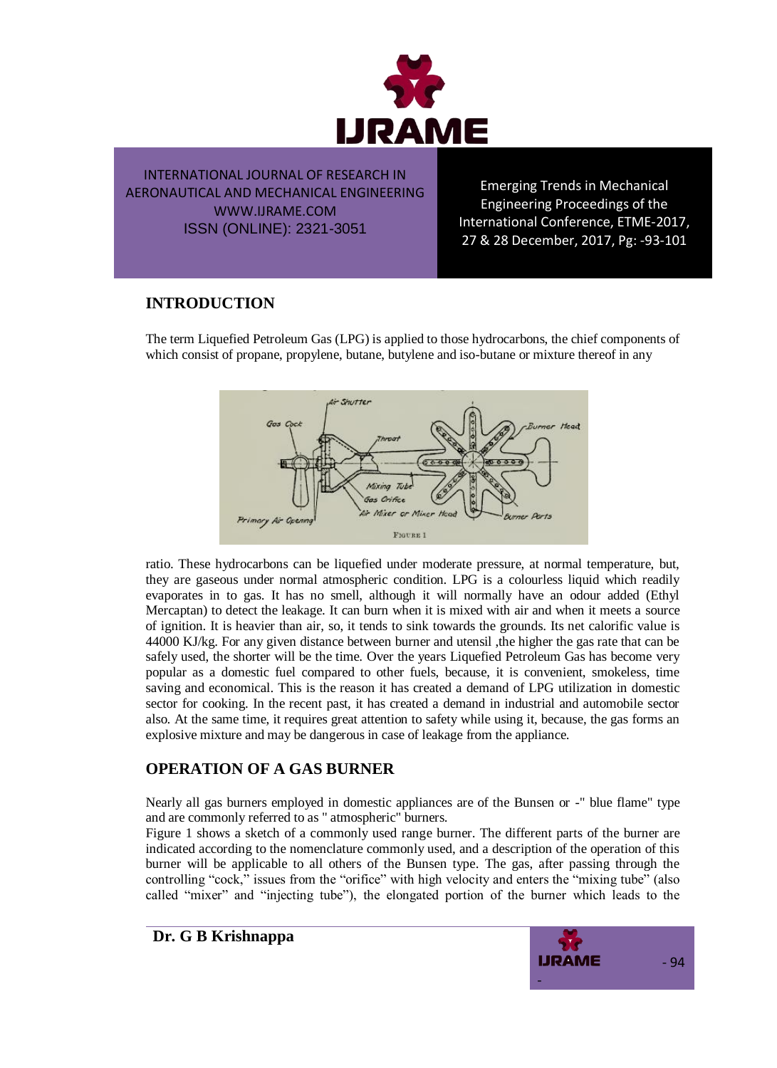## INTRODUCTION

The term Liquefied Petroleum Gas (LPG) is applied to those hydrocarbons, the chief components of which consist of propane, propylene, butane, butylene and iso-butane or mixture thereof in any ratio. These hydrocarbons can be liquefied under moderate pressure, at normal temperature, but, they are gaseous under normal atmospheric condition. LPG is a colourless liquid which readily evaporates in to gas. It has no smell, although it will normally have an odour added (Ethyl Mercaptan) to detect the leakage. It can burn when it is mixed with air and when it meets a source of ignition. It is heavier than air, so, it tends to sink towards the grounds. Its net calorific value is 44000 KJ/kg. For any given distance between burner and utensil ,the higher the gas rate that can be safely used, the shorter will be the time. Over the years Liquefied Petroleum Gas has become very popular as a domestic fuel compared to other fuels, because, it is convenient, smokeless, time saving and economical. This is the reason it has created a demand of LPG utilization in domestic sector for cooking. In the recent past, it has created a demand in industrial and automobile sector also. At the same time, it requires great attention to safety while using it, because, the gas forms an explosive mixture and may be dangerous in case of leakage from the appliance.

FIGURE 1

## OPERATION OF A GAS BURNER

Nearly all gas burners employed in domestic appliances are of the Bunsen or -" blue flame" type and are commonly referred to as " atmospheric" burners.

Figure 1 shows a sketch of a commonly used range burner. The different parts of the burner are indicated according to the nomenclature commonly used, and a description of the operation of this burner will be applicable to all others of the Bunsen type. The gas, after passing through the controlling "cock," issues from the "orifice" with high velocity and enters the "mixing tube" (also called "mixer" and "injecting tube"), the elongated portion of the burner which leads to the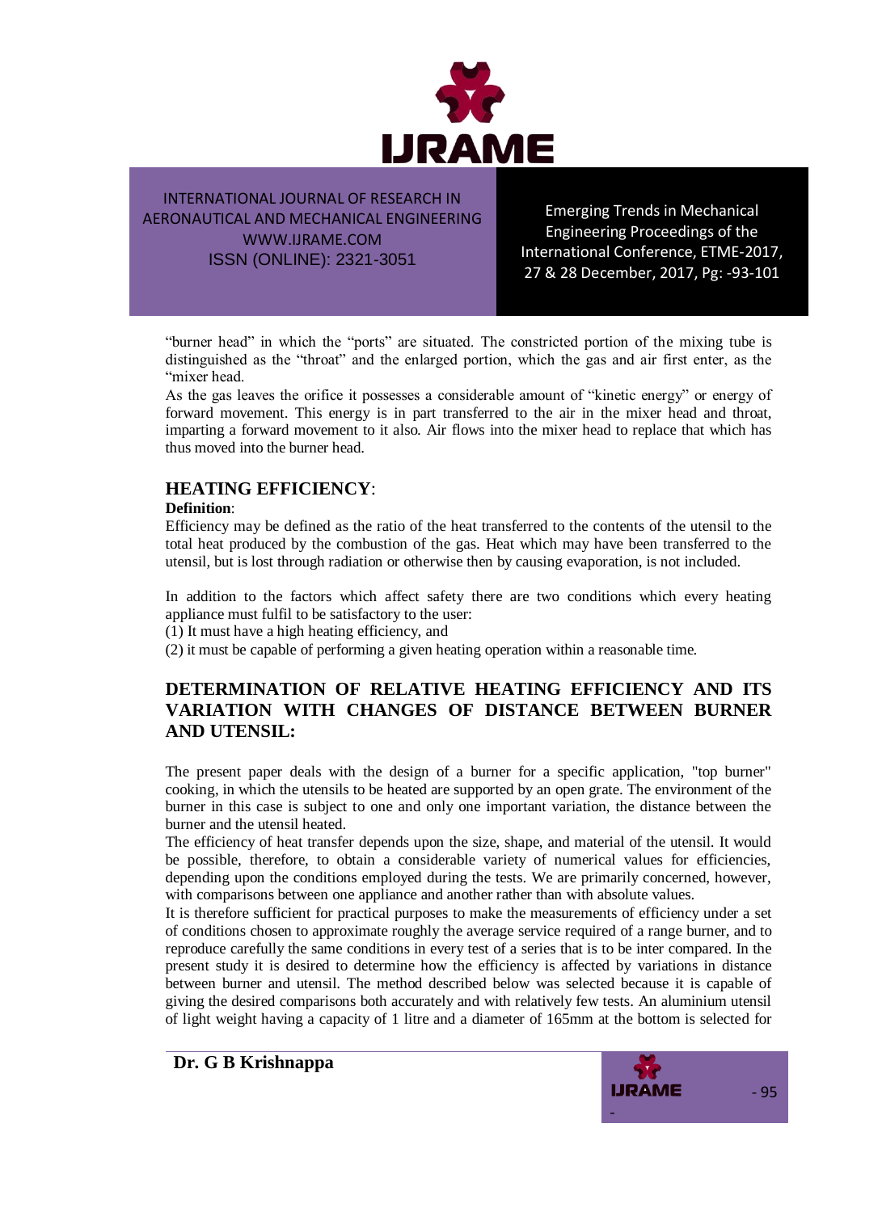"burner head" in which the "ports" are situated. The constricted portion of the mixing tube is distinguished as the "throat" and the enlarged portion, which the gas and air first enter, as the "mixer head.

As the gas leaves the orifice it possesses a considerable amount of "kinetic energy" or energy of forward movement. This energy is in part transferred to the air in the mixer head and throat, imparting a forward movement to it also. Air flows into the mixer head to replace that which has thus moved into the burner head.

## HEATING EFFICIENCY:

**Definition**:

Efficiency may be defined as the ratio of the heat transferred to the contents of the utensil to the total heat produced by the combustion of the gas. Heat which may have been transferred to the utensil, but is lost through radiation or otherwise then by causing evaporation, is not included.

In addition to the factors which affect safety there are two conditions which every heating appliance must fulfil to be satisfactory to the user:

(1) It must have a high heating efficiency, and

(2) it must be capable of performing a given heating operation within a reasonable time.

## DETERMINATION OF RELATIVE HEATING EFFICIENCY AND ITS VARIATION WITH CHANGES OF DISTANCE BETWEEN BURNER AND UTENSIL:

The present paper deals with the design of a burner for a specific application, "top burner" cooking, in which the utensils to be heated are supported by an open grate. The environment of the burner in this case is subject to one and only one important variation, the distance between the burner and the utensil heated.

The efficiency of heat transfer depends upon the size, shape, and material of the utensil. It would be possible, therefore, to obtain a considerable variety of numerical values for efficiencies, depending upon the conditions employed during the tests. We are primarily concerned, however, with comparisons between one appliance and another rather than with absolute values.

It is therefore sufficient for practical purposes to make the measurements of efficiency under a set of conditions chosen to approximate roughly the average service required of a range burner, and to reproduce carefully the same conditions in every test of a series that is to be inter compared. In the present study it is desired to determine how the efficiency is affected by variations in distance between burner and utensil. The method described below was selected because it is capable of giving the desired comparisons both accurately and with relatively few tests. An aluminium utensil of light weight having a capacity of 1 litre and a diameter of 165mm at the bottom is selected for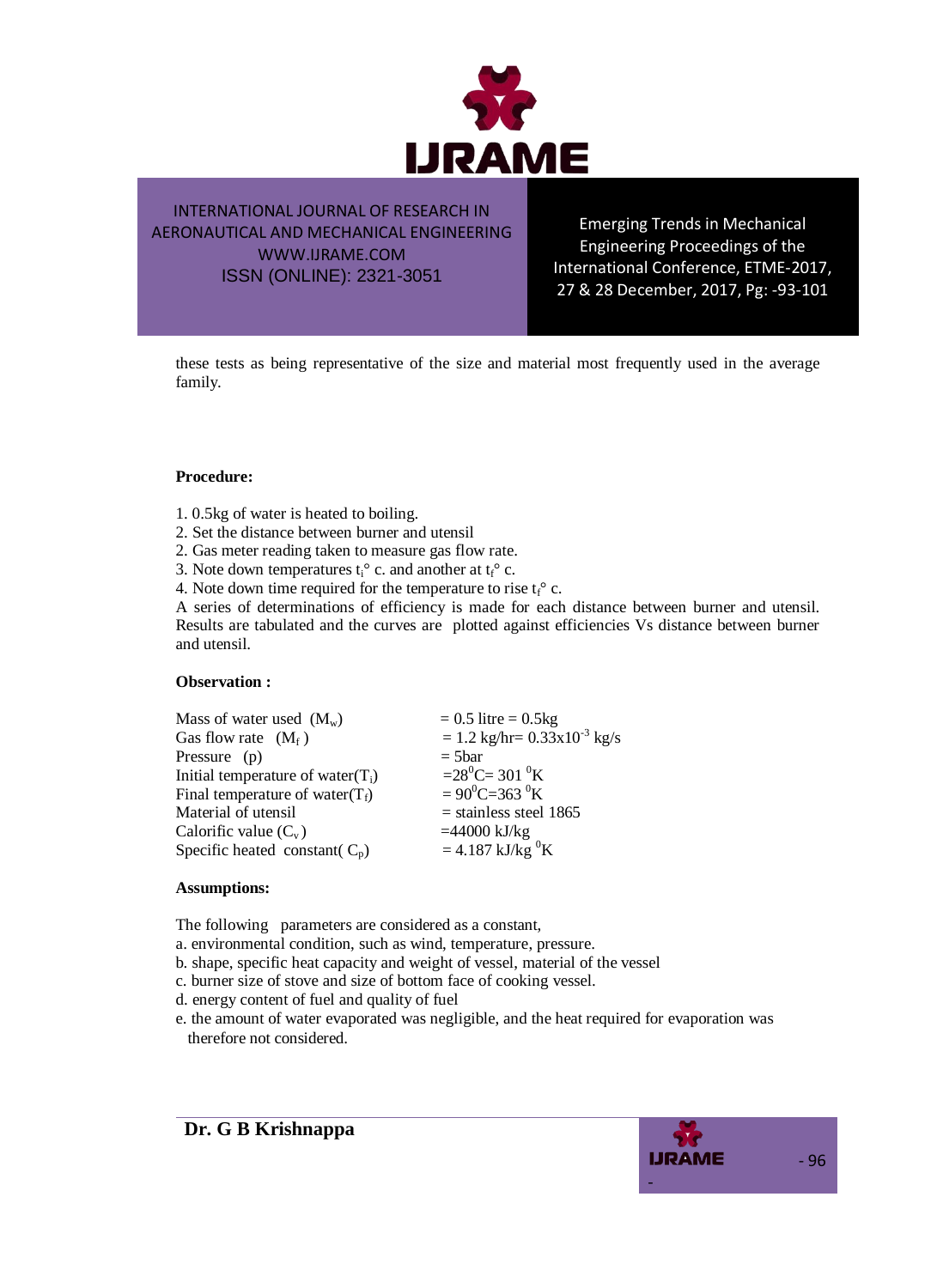these tests as being representative of the size and material most frequently used in the average family.

**Procedure:**

1. 0.5kg of water is heated to boiling.
2. Set the distance between burner and utensil
2. Gas meter reading taken to measure gas flow rate.
3. Note down temperatures $t_i$° c. and another at $t_f$° c.
4. Note down time required for the temperature to rise $t_f$° c.

A series of determinations of efficiency is made for each distance between burner and utensil. Results are tabulated and the curves are plotted against efficiencies Vs distance between burner and utensil.

**Observation :**

| | |
|---|---|
| Mass of water used ($M_w$) | = 0.5 litre = 0.5kg |
| Gas flow rate ($M_f$ ) | = 1.2 kg/hr= $0.33 \times 10^{-3}$ kg/s |
| Pressure (p) | = 5bar |
| Initial temperature of water($T_i$) | =$28^0$C= 301 $^0$K |
| Final temperature of water($T_f$) | = $90^0$C=363 $^0$K |
| Material of utensil | = stainless steel 1865 |
| Calorific value ($C_v$ ) | =44000 kJ/kg |
| Specific heated constant( $C_p$) | = 4.187 kJ/kg $^0$K |

**Assumptions:**

The following parameters are considered as a constant,

a. environmental condition, such as wind, temperature, pressure.
b. shape, specific heat capacity and weight of vessel, material of the vessel
c. burner size of stove and size of bottom face of cooking vessel.
d. energy content of fuel and quality of fuel
e. the amount of water evaporated was negligible, and the heat required for evaporation was therefore not considered.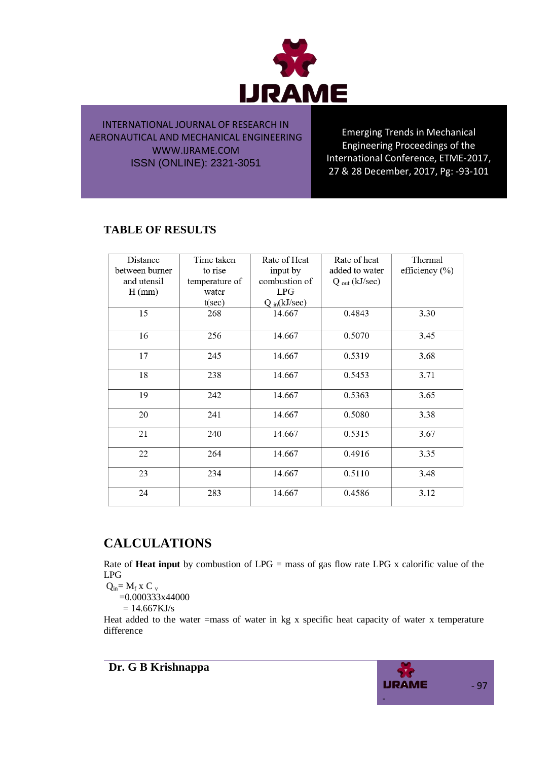## TABLE OF RESULTS

| Distance between burner and utensil H (mm) | Time taken to rise temperature of water t(sec) | Rate of Heat input by combustion of LPG $Q_{in}$(kJ/sec) | Rate of heat added to water $Q_{out}$ (kJ/sec) | Thermal efficiency (%) |
|---|---|---|---|---|
| 15 | 268 | 14.667 | 0.4843 | 3.30 |
| 16 | 256 | 14.667 | 0.5070 | 3.45 |
| 17 | 245 | 14.667 | 0.5319 | 3.68 |
| 18 | 238 | 14.667 | 0.5453 | 3.71 |
| 19 | 242 | 14.667 | 0.5363 | 3.65 |
| 20 | 241 | 14.667 | 0.5080 | 3.38 |
| 21 | 240 | 14.667 | 0.5315 | 3.67 |
| 22 | 264 | 14.667 | 0.4916 | 3.35 |
| 23 | 234 | 14.667 | 0.5110 | 3.48 |
| 24 | 283 | 14.667 | 0.4586 | 3.12 |

## CALCULATIONS

Rate of **Heat input** by combustion of LPG = mass of gas flow rate LPG x calorific value of the LPG

$Q_{in} = M_f \times C_v$

$= 0.000333 \times 44000$

$= 14.667$ KJ/s

Heat added to the water =mass of water in kg x specific heat capacity of water x temperature difference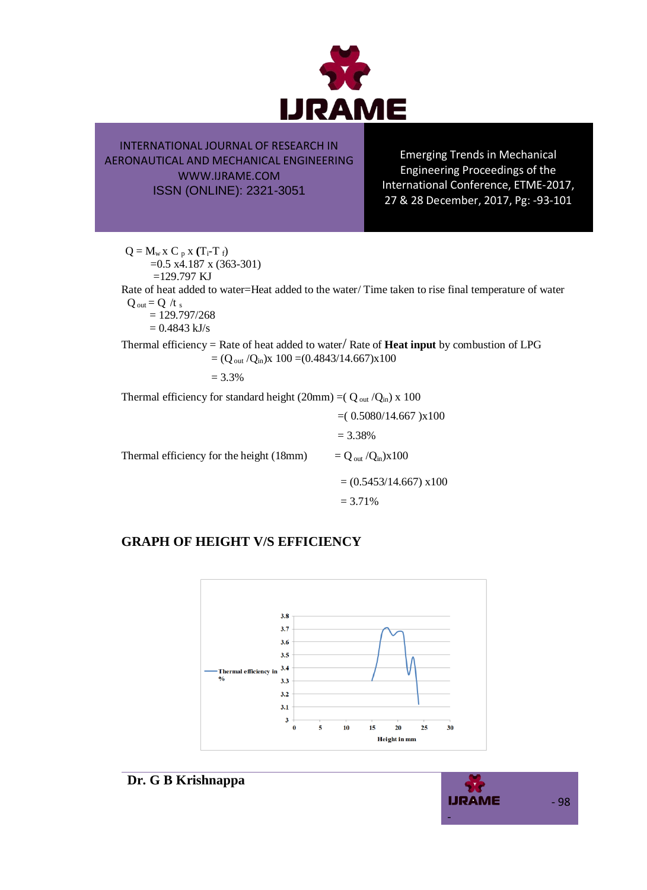$Q = M_w \times C_p \times (T_i - T_f)$

$= 0.5 \times 4.187 \times (363-301)$

$= 129.797$ KJ

Rate of heat added to water=Heat added to the water/ Time taken to rise final temperature of water

$Q_{out} = Q / t_s$

$= 129.797/268$

$= 0.4843$ kJ/s

Thermal efficiency = Rate of heat added to water/ Rate of **Heat input** by combustion of LPG

$= (Q_{out} / Q_{in}) \times 100 = (0.4843/14.667) \times 100$

$= 3.3\%$

Thermal efficiency for standard height (20mm) $= (Q_{out} / Q_{in}) \times 100$

$= (0.5080/14.667) \times 100$

$= 3.38\%$

Thermal efficiency for the height (18mm) $= Q_{out} / Q_{in}) \times 100$

$= (0.5453/14.667) \times 100$

$= 3.71\%$

## GRAPH OF HEIGHT V/S EFFICIENCY

Thermal efficiency in %

Height in mm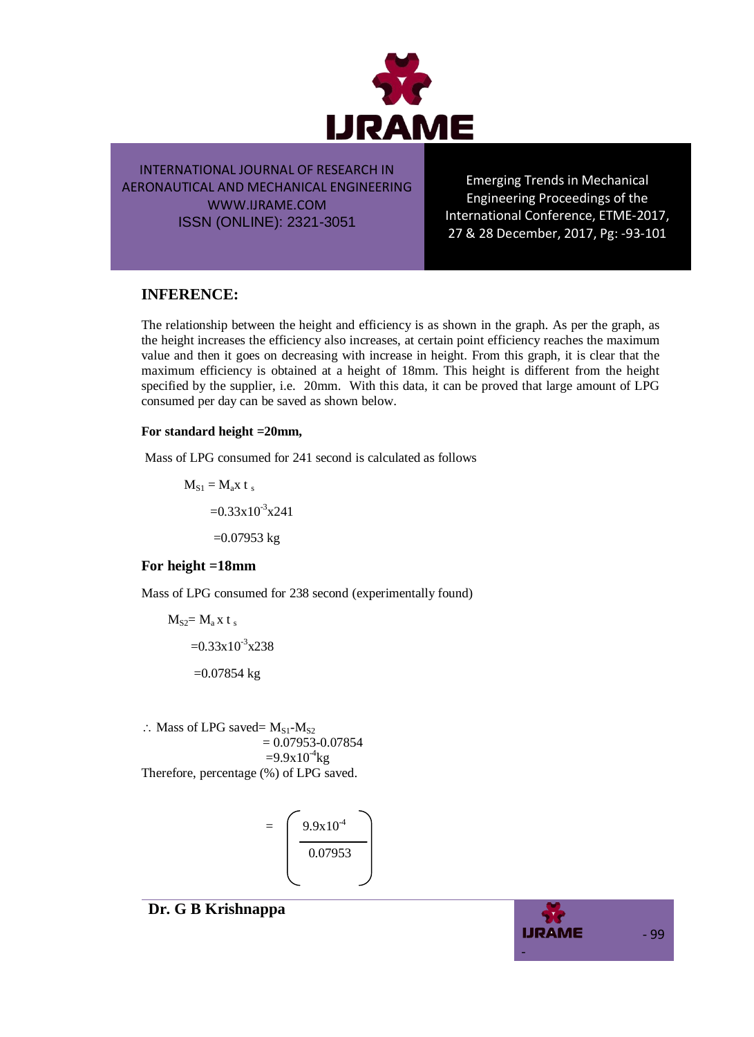## INFERENCE:

The relationship between the height and efficiency is as shown in the graph. As per the graph, as the height increases the efficiency also increases, at certain point efficiency reaches the maximum value and then it goes on decreasing with increase in height. From this graph, it is clear that the maximum efficiency is obtained at a height of 18mm. This height is different from the height specified by the supplier, i.e. 20mm. With this data, it can be proved that large amount of LPG consumed per day can be saved as shown below.

**For standard height =20mm,**

Mass of LPG consumed for 241 second is calculated as follows

$$M_{S1} = M_a x\ t_s$$

$$=0.33x10^{-3}x241$$

$$=0.07953 \text{ kg}$$

### For height =18mm

Mass of LPG consumed for 238 second (experimentally found)

$$M_{S2} = M_a\ x\ t_s$$

$$=0.33x10^{-3}x238$$

$$=0.07854 \text{ kg}$$

$\therefore$ Mass of LPG saved= $M_{S1}$-$M_{S2}$

$$= 0.07953\text{-}0.07854$$

$$=9.9x10^{-4}\text{kg}$$

Therefore, percentage (%) of LPG saved.

$$= \left( \frac{9.9x10^{-4}}{0.07953} \right)$$

**Dr. G B Krishnappa**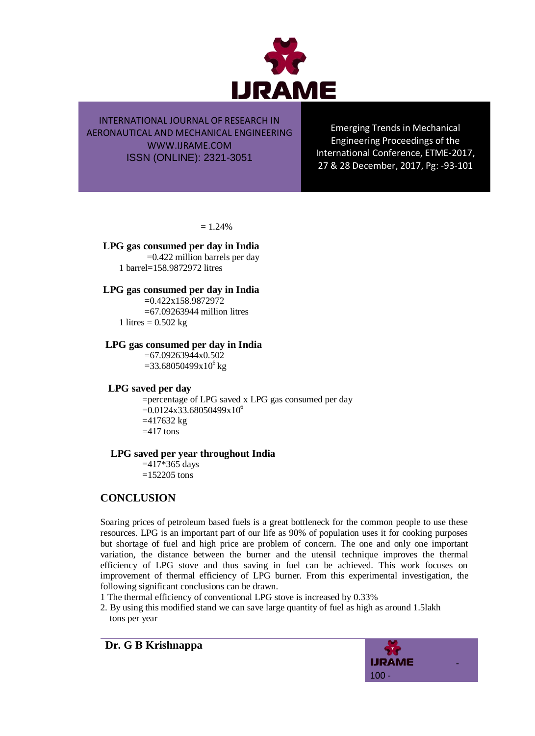= 1.24%

**LPG gas consumed per day in India**

=0.422 million barrels per day

1 barrel=158.9872972 litres

**LPG gas consumed per day in India**

=0.422x158.9872972

=67.09263944 million litres

1 litres = 0.502 kg

**LPG gas consumed per day in India**

=67.09263944x0.502

$=33.68050499 \times 10^6$ kg

**LPG saved per day**

=percentage of LPG saved x LPG gas consumed per day

$=0.0124 \times 33.68050499 \times 10^6$

=417632 kg

=417 tons

**LPG saved per year throughout India**

=417*365 days

=152205 tons

## CONCLUSION

Soaring prices of petroleum based fuels is a great bottleneck for the common people to use these resources. LPG is an important part of our life as 90% of population uses it for cooking purposes but shortage of fuel and high price are problem of concern. The one and only one important variation, the distance between the burner and the utensil technique improves the thermal efficiency of LPG stove and thus saving in fuel can be achieved. This work focuses on improvement of thermal efficiency of LPG burner. From this experimental investigation, the following significant conclusions can be drawn.

1 The thermal efficiency of conventional LPG stove is increased by 0.33%

2. By using this modified stand we can save large quantity of fuel as high as around 1.5lakh tons per year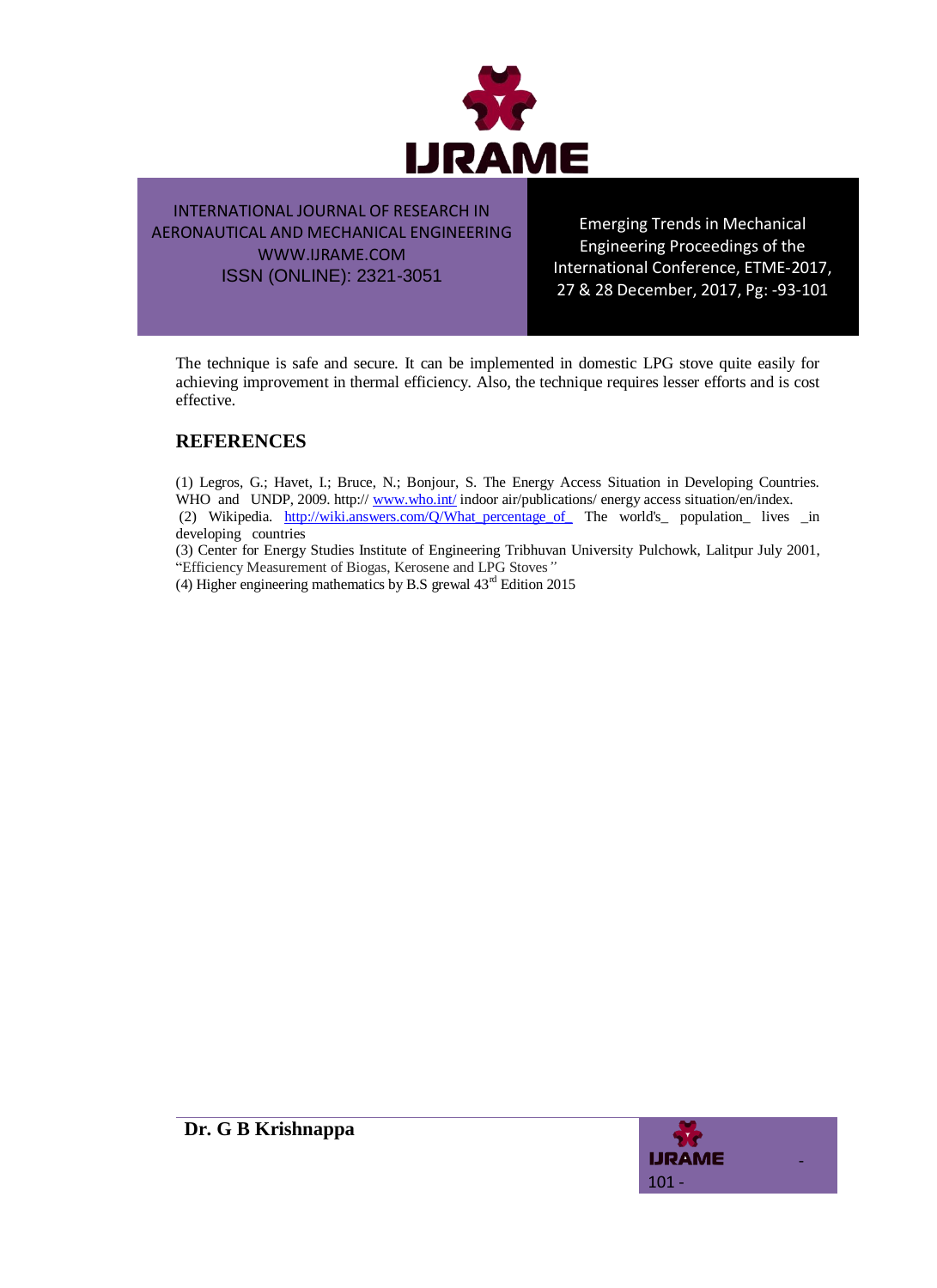The technique is safe and secure. It can be implemented in domestic LPG stove quite easily for achieving improvement in thermal efficiency. Also, the technique requires lesser efforts and is cost effective.

## REFERENCES

(1) Legros, G.; Havet, I.; Bruce, N.; Bonjour, S. The Energy Access Situation in Developing Countries. WHO and UNDP, 2009. http:// www.who.int/ indoor air/publications/ energy access situation/en/index.

(2) Wikipedia. http://wiki.answers.com/Q/What_percentage_of_ The world's_ population_ lives _in developing countries

(3) Center for Energy Studies Institute of Engineering Tribhuvan University Pulchowk, Lalitpur July 2001, "Efficiency Measurement of Biogas, Kerosene and LPG Stoves"

(4) Higher engineering mathematics by B.S grewal 43rd Edition 2015